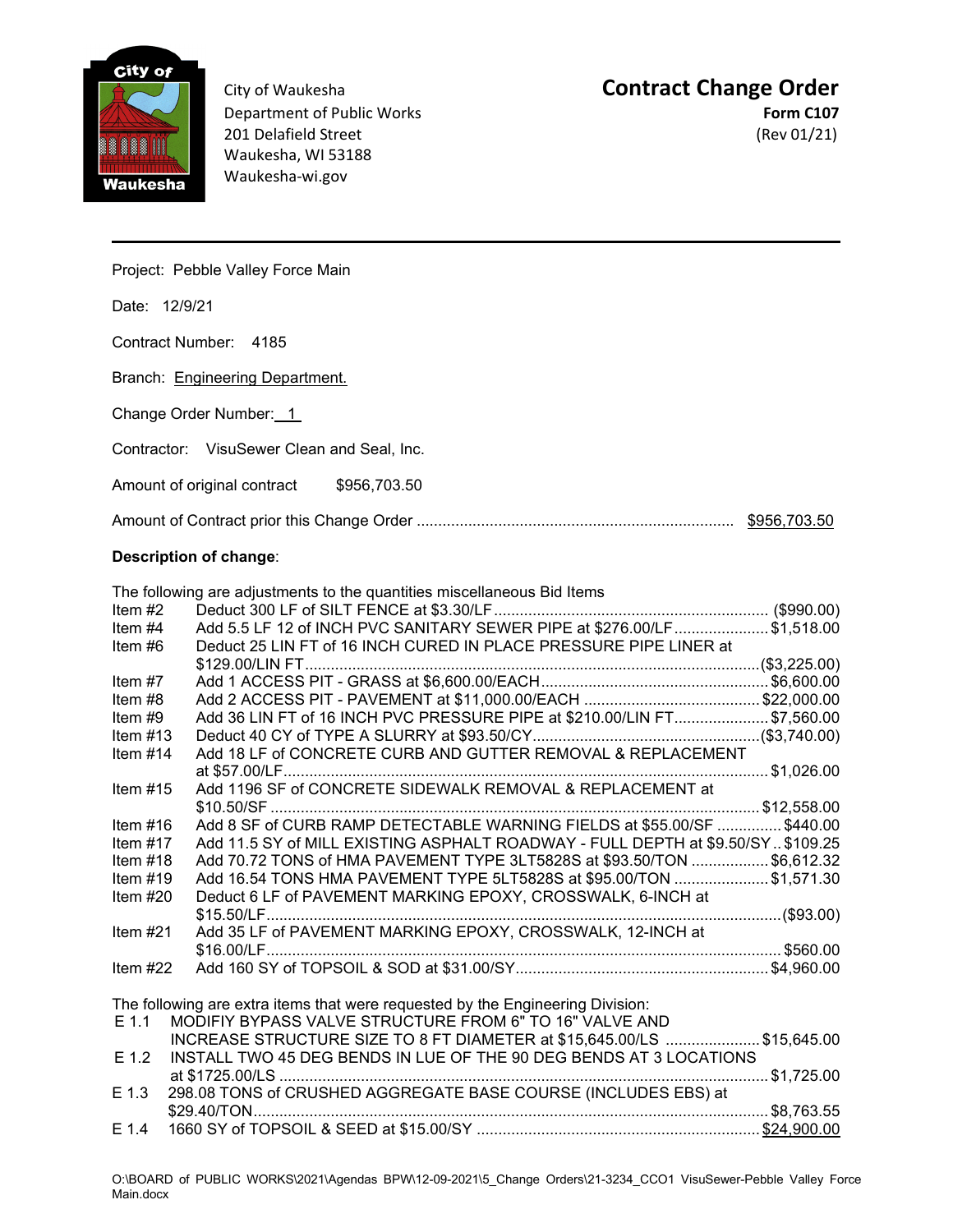City of Waukesha
Department of Public Works
201 Delafield Street
Waukesha, WI 53188
Waukesha-wi.gov

# Contract Change Order

**Form C107**
(Rev 01/21)

---

Project: Pebble Valley Force Main

Date: 12/9/21

Contract Number: 4185

Branch: Engineering Department.

Change Order Number: 1

Contractor: VisuSewer Clean and Seal, Inc.

Amount of original contract $956,703.50

Amount of Contract prior this Change Order ........................................................................ $956,703.50

**Description of change**:

The following are adjustments to the quantities miscellaneous Bid Items

| Item | Description | Amount |
|---|---|---|
| Item #2 | Deduct 300 LF of SILT FENCE at $3.30/LF | ($990.00) |
| Item #4 | Add 5.5 LF 12 of INCH PVC SANITARY SEWER PIPE at $276.00/LF | $1,518.00 |
| Item #6 | Deduct 25 LIN FT of 16 INCH CURED IN PLACE PRESSURE PIPE LINER at $129.00/LIN FT | ($3,225.00) |
| Item #7 | Add 1 ACCESS PIT - GRASS at $6,600.00/EACH | $6,600.00 |
| Item #8 | Add 2 ACCESS PIT - PAVEMENT at $11,000.00/EACH | $22,000.00 |
| Item #9 | Add 36 LIN FT of 16 INCH PVC PRESSURE PIPE at $210.00/LIN FT | $7,560.00 |
| Item #13 | Deduct 40 CY of TYPE A SLURRY at $93.50/CY | ($3,740.00) |
| Item #14 | Add 18 LF of CONCRETE CURB AND GUTTER REMOVAL & REPLACEMENT at $57.00/LF | $1,026.00 |
| Item #15 | Add 1196 SF of CONCRETE SIDEWALK REMOVAL & REPLACEMENT at $10.50/SF | $12,558.00 |
| Item #16 | Add 8 SF of CURB RAMP DETECTABLE WARNING FIELDS at $55.00/SF | $440.00 |
| Item #17 | Add 11.5 SY of MILL EXISTING ASPHALT ROADWAY - FULL DEPTH at $9.50/SY | $109.25 |
| Item #18 | Add 70.72 TONS of HMA PAVEMENT TYPE 3LT5828S at $93.50/TON | $6,612.32 |
| Item #19 | Add 16.54 TONS HMA PAVEMENT TYPE 5LT5828S at $95.00/TON | $1,571.30 |
| Item #20 | Deduct 6 LF of PAVEMENT MARKING EPOXY, CROSSWALK, 6-INCH at $15.50/LF | ($93.00) |
| Item #21 | Add 35 LF of PAVEMENT MARKING EPOXY, CROSSWALK, 12-INCH at $16.00/LF | $560.00 |
| Item #22 | Add 160 SY of TOPSOIL & SOD at $31.00/SY | $4,960.00 |

The following are extra items that were requested by the Engineering Division:

| Item | Description | Amount |
|---|---|---|
| E 1.1 | MODIFIY BYPASS VALVE STRUCTURE FROM 6" TO 16" VALVE AND INCREASE STRUCTURE SIZE TO 8 FT DIAMETER at $15,645.00/LS | $15,645.00 |
| E 1.2 | INSTALL TWO 45 DEG BENDS IN LUE OF THE 90 DEG BENDS AT 3 LOCATIONS at $1725.00/LS | $1,725.00 |
| E 1.3 | 298.08 TONS of CRUSHED AGGREGATE BASE COURSE (INCLUDES EBS) at $29.40/TON | $8,763.55 |
| E 1.4 | 1660 SY of TOPSOIL & SEED at $15.00/SY | $24,900.00 |

O:\BOARD of PUBLIC WORKS\2021\Agendas BPW\12-09-2021\5_Change Orders\21-3234_CCO1 VisuSewer-Pebble Valley Force Main.docx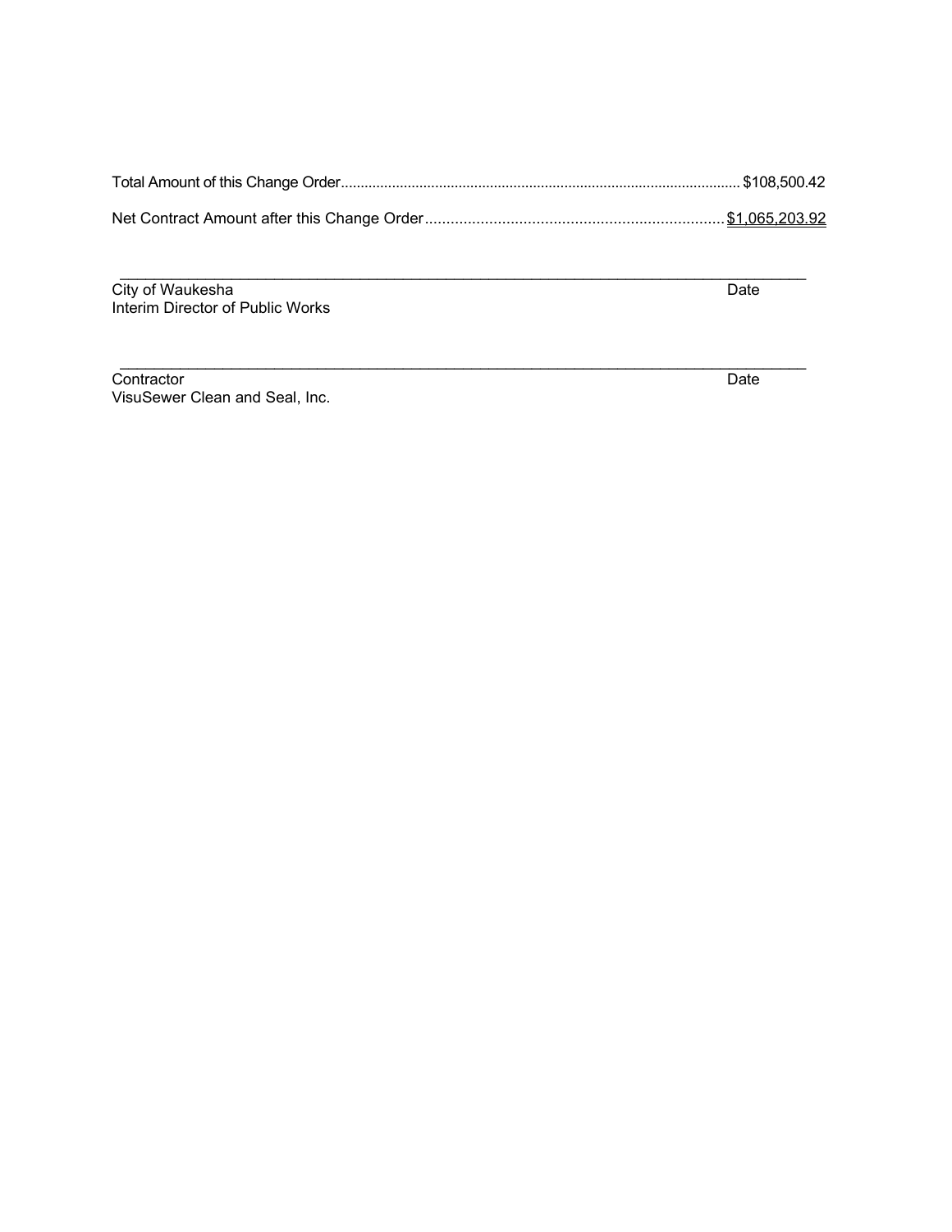Total Amount of this Change Order.................................................................................................... $108,500.42

Net Contract Amount after this Change Order...................................................................... $1,065,203.92

______________________________________________________________________________

City of Waukesha Date
Interim Director of Public Works

______________________________________________________________________________

Contractor Date
VisuSewer Clean and Seal, Inc.